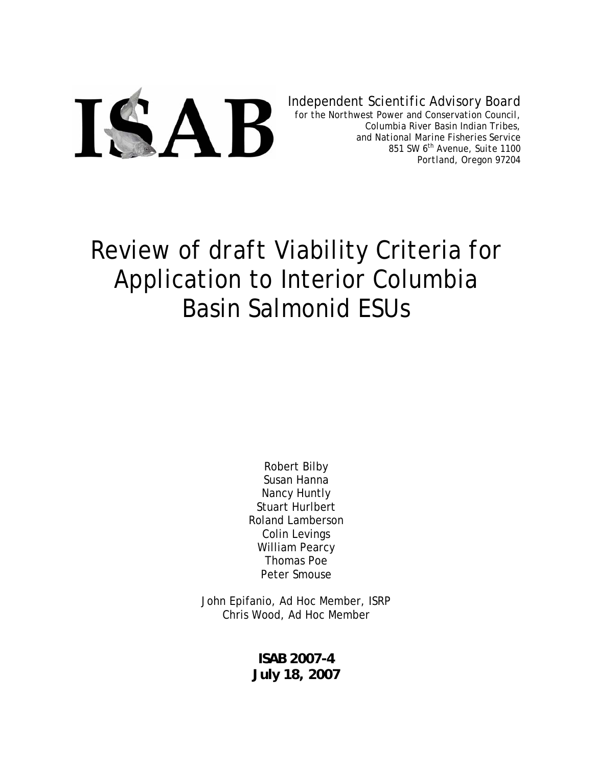ISAB

Independent Scientific Advisory Board
for the Northwest Power and Conservation Council,
Columbia River Basin Indian Tribes,
and National Marine Fisheries Service
851 SW 6th Avenue, Suite 1100
Portland, Oregon 97204

# Review of draft Viability Criteria for Application to Interior Columbia Basin Salmonid ESUs

Robert Bilby
Susan Hanna
Nancy Huntly
Stuart Hurlbert
Roland Lamberson
Colin Levings
William Pearcy
Thomas Poe
Peter Smouse

John Epifanio, Ad Hoc Member, ISRP
Chris Wood, Ad Hoc Member

**ISAB 2007-4**
**July 18, 2007**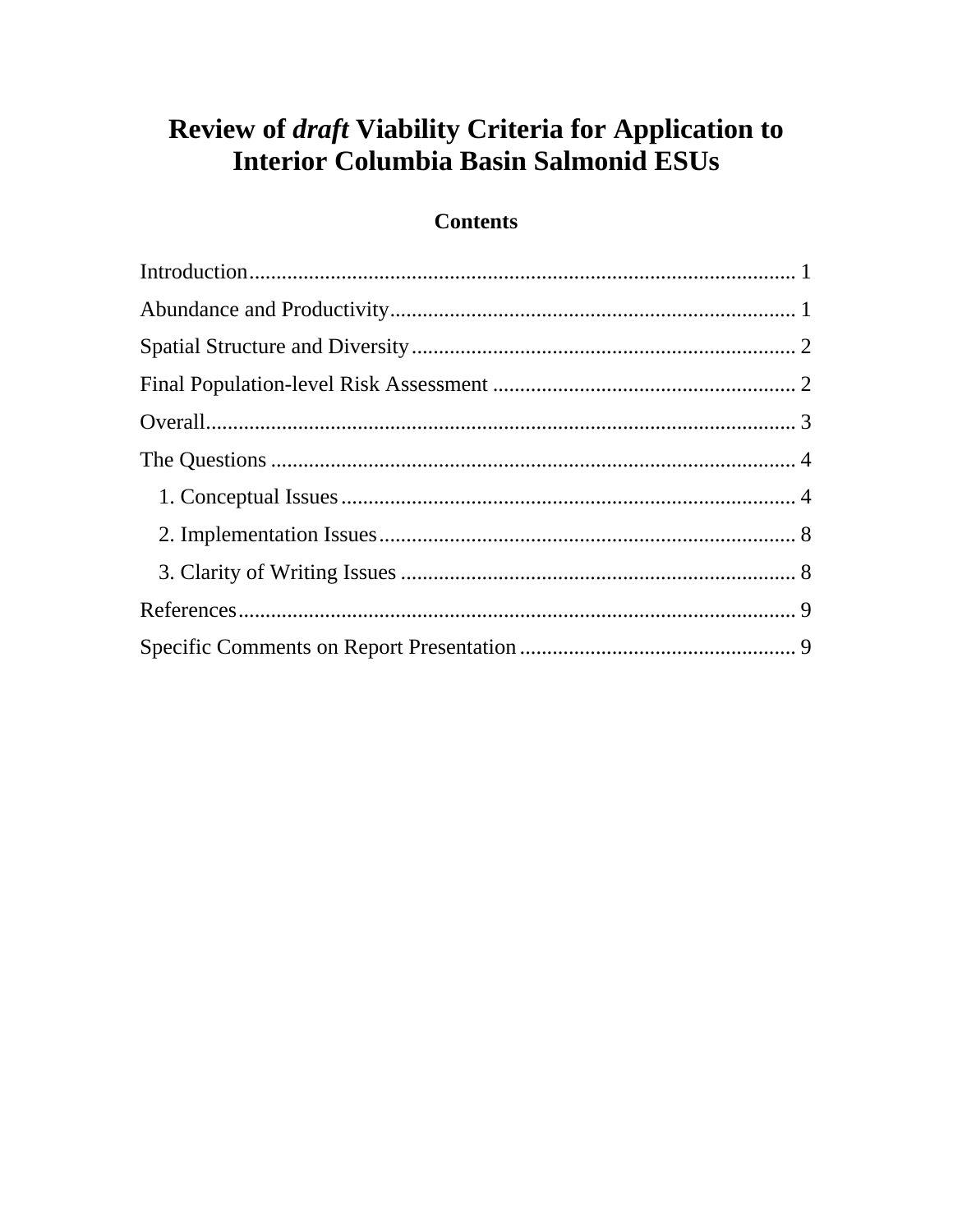# Review of *draft* Viability Criteria for Application to Interior Columbia Basin Salmonid ESUs

## Contents

Introduction ........................................................................................... 1

Abundance and Productivity ................................................................... 1

Spatial Structure and Diversity ............................................................... 2

Final Population-level Risk Assessment .................................................. 2

Overall ................................................................................................... 3

The Questions ........................................................................................ 4

1. Conceptual Issues ............................................................................. 4

2. Implementation Issues ....................................................................... 8

3. Clarity of Writing Issues ................................................................... 8

References ............................................................................................. 9

Specific Comments on Report Presentation ............................................ 9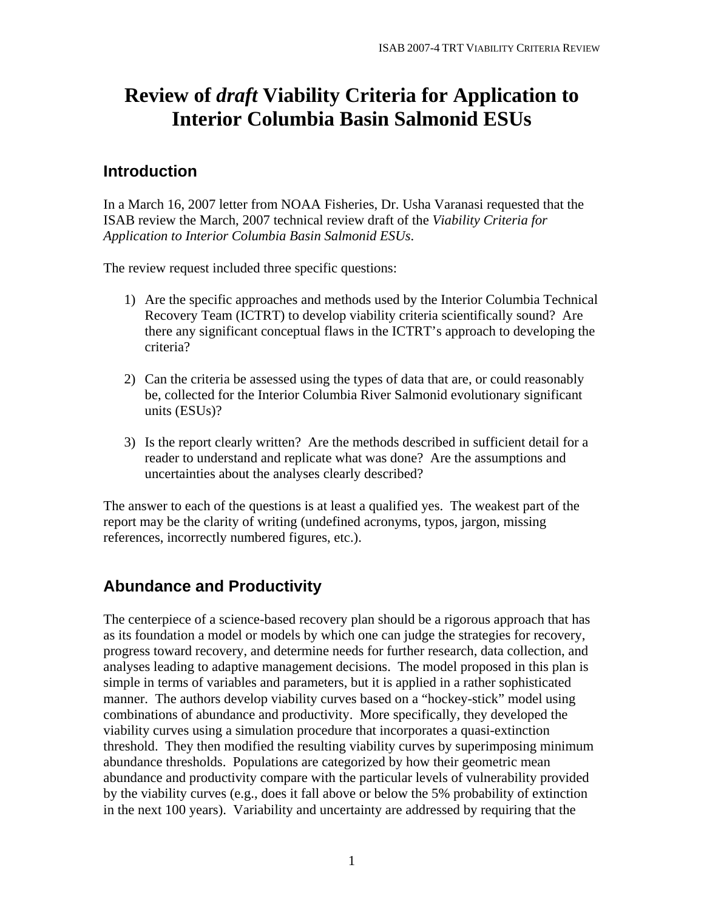# Review of *draft* Viability Criteria for Application to Interior Columbia Basin Salmonid ESUs

## Introduction

In a March 16, 2007 letter from NOAA Fisheries, Dr. Usha Varanasi requested that the ISAB review the March, 2007 technical review draft of the *Viability Criteria for Application to Interior Columbia Basin Salmonid ESUs*.

The review request included three specific questions:

1) Are the specific approaches and methods used by the Interior Columbia Technical Recovery Team (ICTRT) to develop viability criteria scientifically sound? Are there any significant conceptual flaws in the ICTRT's approach to developing the criteria?

2) Can the criteria be assessed using the types of data that are, or could reasonably be, collected for the Interior Columbia River Salmonid evolutionary significant units (ESUs)?

3) Is the report clearly written? Are the methods described in sufficient detail for a reader to understand and replicate what was done? Are the assumptions and uncertainties about the analyses clearly described?

The answer to each of the questions is at least a qualified yes. The weakest part of the report may be the clarity of writing (undefined acronyms, typos, jargon, missing references, incorrectly numbered figures, etc.).

## Abundance and Productivity

The centerpiece of a science-based recovery plan should be a rigorous approach that has as its foundation a model or models by which one can judge the strategies for recovery, progress toward recovery, and determine needs for further research, data collection, and analyses leading to adaptive management decisions. The model proposed in this plan is simple in terms of variables and parameters, but it is applied in a rather sophisticated manner. The authors develop viability curves based on a "hockey-stick" model using combinations of abundance and productivity. More specifically, they developed the viability curves using a simulation procedure that incorporates a quasi-extinction threshold. They then modified the resulting viability curves by superimposing minimum abundance thresholds. Populations are categorized by how their geometric mean abundance and productivity compare with the particular levels of vulnerability provided by the viability curves (e.g., does it fall above or below the 5% probability of extinction in the next 100 years). Variability and uncertainty are addressed by requiring that the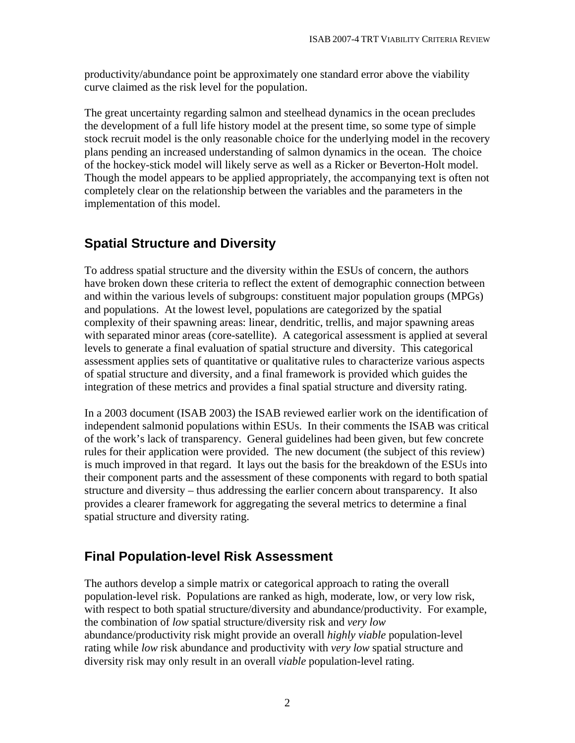productivity/abundance point be approximately one standard error above the viability curve claimed as the risk level for the population.

The great uncertainty regarding salmon and steelhead dynamics in the ocean precludes the development of a full life history model at the present time, so some type of simple stock recruit model is the only reasonable choice for the underlying model in the recovery plans pending an increased understanding of salmon dynamics in the ocean. The choice of the hockey-stick model will likely serve as well as a Ricker or Beverton-Holt model. Though the model appears to be applied appropriately, the accompanying text is often not completely clear on the relationship between the variables and the parameters in the implementation of this model.

## Spatial Structure and Diversity

To address spatial structure and the diversity within the ESUs of concern, the authors have broken down these criteria to reflect the extent of demographic connection between and within the various levels of subgroups: constituent major population groups (MPGs) and populations. At the lowest level, populations are categorized by the spatial complexity of their spawning areas: linear, dendritic, trellis, and major spawning areas with separated minor areas (core-satellite). A categorical assessment is applied at several levels to generate a final evaluation of spatial structure and diversity. This categorical assessment applies sets of quantitative or qualitative rules to characterize various aspects of spatial structure and diversity, and a final framework is provided which guides the integration of these metrics and provides a final spatial structure and diversity rating.

In a 2003 document (ISAB 2003) the ISAB reviewed earlier work on the identification of independent salmonid populations within ESUs. In their comments the ISAB was critical of the work's lack of transparency. General guidelines had been given, but few concrete rules for their application were provided. The new document (the subject of this review) is much improved in that regard. It lays out the basis for the breakdown of the ESUs into their component parts and the assessment of these components with regard to both spatial structure and diversity – thus addressing the earlier concern about transparency. It also provides a clearer framework for aggregating the several metrics to determine a final spatial structure and diversity rating.

## Final Population-level Risk Assessment

The authors develop a simple matrix or categorical approach to rating the overall population-level risk. Populations are ranked as high, moderate, low, or very low risk, with respect to both spatial structure/diversity and abundance/productivity. For example, the combination of *low* spatial structure/diversity risk and *very low* abundance/productivity risk might provide an overall *highly viable* population-level rating while *low* risk abundance and productivity with *very low* spatial structure and diversity risk may only result in an overall *viable* population-level rating.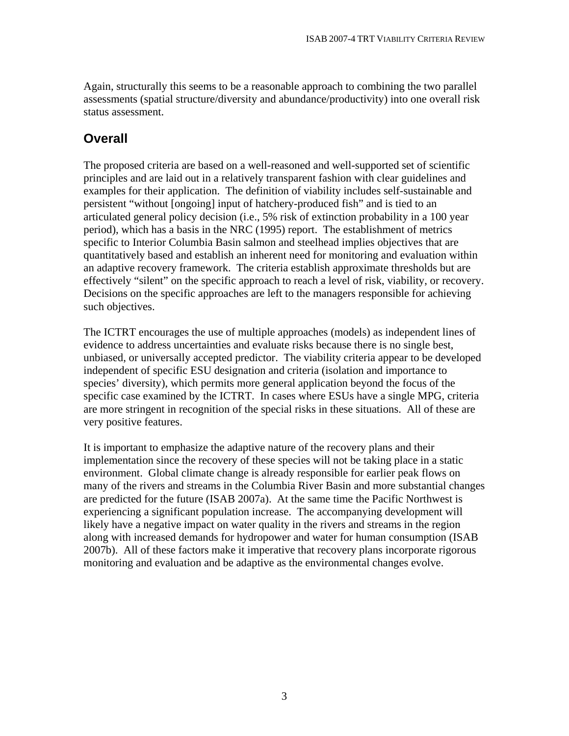Again, structurally this seems to be a reasonable approach to combining the two parallel assessments (spatial structure/diversity and abundance/productivity) into one overall risk status assessment.

## Overall

The proposed criteria are based on a well-reasoned and well-supported set of scientific principles and are laid out in a relatively transparent fashion with clear guidelines and examples for their application. The definition of viability includes self-sustainable and persistent "without [ongoing] input of hatchery-produced fish" and is tied to an articulated general policy decision (i.e., 5% risk of extinction probability in a 100 year period), which has a basis in the NRC (1995) report. The establishment of metrics specific to Interior Columbia Basin salmon and steelhead implies objectives that are quantitatively based and establish an inherent need for monitoring and evaluation within an adaptive recovery framework. The criteria establish approximate thresholds but are effectively "silent" on the specific approach to reach a level of risk, viability, or recovery. Decisions on the specific approaches are left to the managers responsible for achieving such objectives.

The ICTRT encourages the use of multiple approaches (models) as independent lines of evidence to address uncertainties and evaluate risks because there is no single best, unbiased, or universally accepted predictor. The viability criteria appear to be developed independent of specific ESU designation and criteria (isolation and importance to species' diversity), which permits more general application beyond the focus of the specific case examined by the ICTRT. In cases where ESUs have a single MPG, criteria are more stringent in recognition of the special risks in these situations. All of these are very positive features.

It is important to emphasize the adaptive nature of the recovery plans and their implementation since the recovery of these species will not be taking place in a static environment. Global climate change is already responsible for earlier peak flows on many of the rivers and streams in the Columbia River Basin and more substantial changes are predicted for the future (ISAB 2007a). At the same time the Pacific Northwest is experiencing a significant population increase. The accompanying development will likely have a negative impact on water quality in the rivers and streams in the region along with increased demands for hydropower and water for human consumption (ISAB 2007b). All of these factors make it imperative that recovery plans incorporate rigorous monitoring and evaluation and be adaptive as the environmental changes evolve.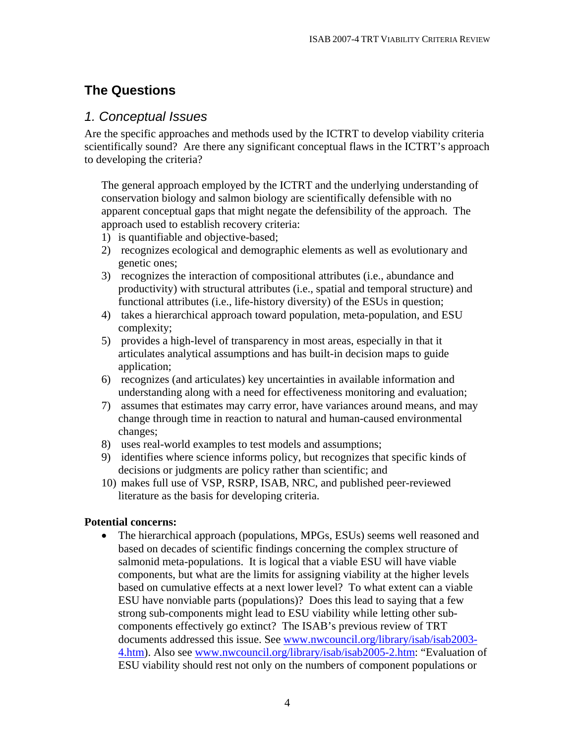## The Questions

### *1. Conceptual Issues*

Are the specific approaches and methods used by the ICTRT to develop viability criteria scientifically sound? Are there any significant conceptual flaws in the ICTRT's approach to developing the criteria?

The general approach employed by the ICTRT and the underlying understanding of conservation biology and salmon biology are scientifically defensible with no apparent conceptual gaps that might negate the defensibility of the approach. The approach used to establish recovery criteria:

1) is quantifiable and objective-based;
2) recognizes ecological and demographic elements as well as evolutionary and genetic ones;
3) recognizes the interaction of compositional attributes (i.e., abundance and productivity) with structural attributes (i.e., spatial and temporal structure) and functional attributes (i.e., life-history diversity) of the ESUs in question;
4) takes a hierarchical approach toward population, meta-population, and ESU complexity;
5) provides a high-level of transparency in most areas, especially in that it articulates analytical assumptions and has built-in decision maps to guide application;
6) recognizes (and articulates) key uncertainties in available information and understanding along with a need for effectiveness monitoring and evaluation;
7) assumes that estimates may carry error, have variances around means, and may change through time in reaction to natural and human-caused environmental changes;
8) uses real-world examples to test models and assumptions;
9) identifies where science informs policy, but recognizes that specific kinds of decisions or judgments are policy rather than scientific; and
10) makes full use of VSP, RSRP, ISAB, NRC, and published peer-reviewed literature as the basis for developing criteria.

**Potential concerns:**

- The hierarchical approach (populations, MPGs, ESUs) seems well reasoned and based on decades of scientific findings concerning the complex structure of salmonid meta-populations. It is logical that a viable ESU will have viable components, but what are the limits for assigning viability at the higher levels based on cumulative effects at a next lower level? To what extent can a viable ESU have nonviable parts (populations)? Does this lead to saying that a few strong sub-components might lead to ESU viability while letting other sub-components effectively go extinct? The ISAB's previous review of TRT documents addressed this issue. See www.nwcouncil.org/library/isab/isab2003-4.htm). Also see www.nwcouncil.org/library/isab/isab2005-2.htm: "Evaluation of ESU viability should rest not only on the numbers of component populations or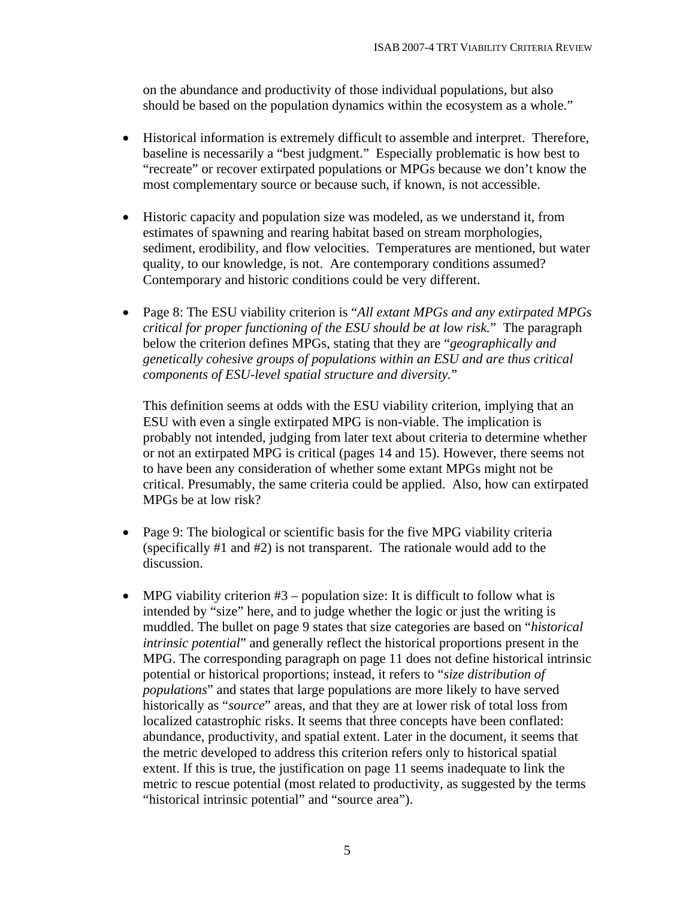on the abundance and productivity of those individual populations, but also should be based on the population dynamics within the ecosystem as a whole."

- Historical information is extremely difficult to assemble and interpret. Therefore, baseline is necessarily a "best judgment." Especially problematic is how best to "recreate" or recover extirpated populations or MPGs because we don't know the most complementary source or because such, if known, is not accessible.

- Historic capacity and population size was modeled, as we understand it, from estimates of spawning and rearing habitat based on stream morphologies, sediment, erodibility, and flow velocities. Temperatures are mentioned, but water quality, to our knowledge, is not. Are contemporary conditions assumed? Contemporary and historic conditions could be very different.

- Page 8: The ESU viability criterion is "*All extant MPGs and any extirpated MPGs critical for proper functioning of the ESU should be at low risk.*" The paragraph below the criterion defines MPGs, stating that they are "*geographically and genetically cohesive groups of populations within an ESU and are thus critical components of ESU-level spatial structure and diversity.*"

  This definition seems at odds with the ESU viability criterion, implying that an ESU with even a single extirpated MPG is non-viable. The implication is probably not intended, judging from later text about criteria to determine whether or not an extirpated MPG is critical (pages 14 and 15). However, there seems not to have been any consideration of whether some extant MPGs might not be critical. Presumably, the same criteria could be applied. Also, how can extirpated MPGs be at low risk?

- Page 9: The biological or scientific basis for the five MPG viability criteria (specifically #1 and #2) is not transparent. The rationale would add to the discussion.

- MPG viability criterion #3 – population size: It is difficult to follow what is intended by "size" here, and to judge whether the logic or just the writing is muddled. The bullet on page 9 states that size categories are based on "*historical intrinsic potential*" and generally reflect the historical proportions present in the MPG. The corresponding paragraph on page 11 does not define historical intrinsic potential or historical proportions; instead, it refers to "*size distribution of populations*" and states that large populations are more likely to have served historically as "*source*" areas, and that they are at lower risk of total loss from localized catastrophic risks. It seems that three concepts have been conflated: abundance, productivity, and spatial extent. Later in the document, it seems that the metric developed to address this criterion refers only to historical spatial extent. If this is true, the justification on page 11 seems inadequate to link the metric to rescue potential (most related to productivity, as suggested by the terms "historical intrinsic potential" and "source area").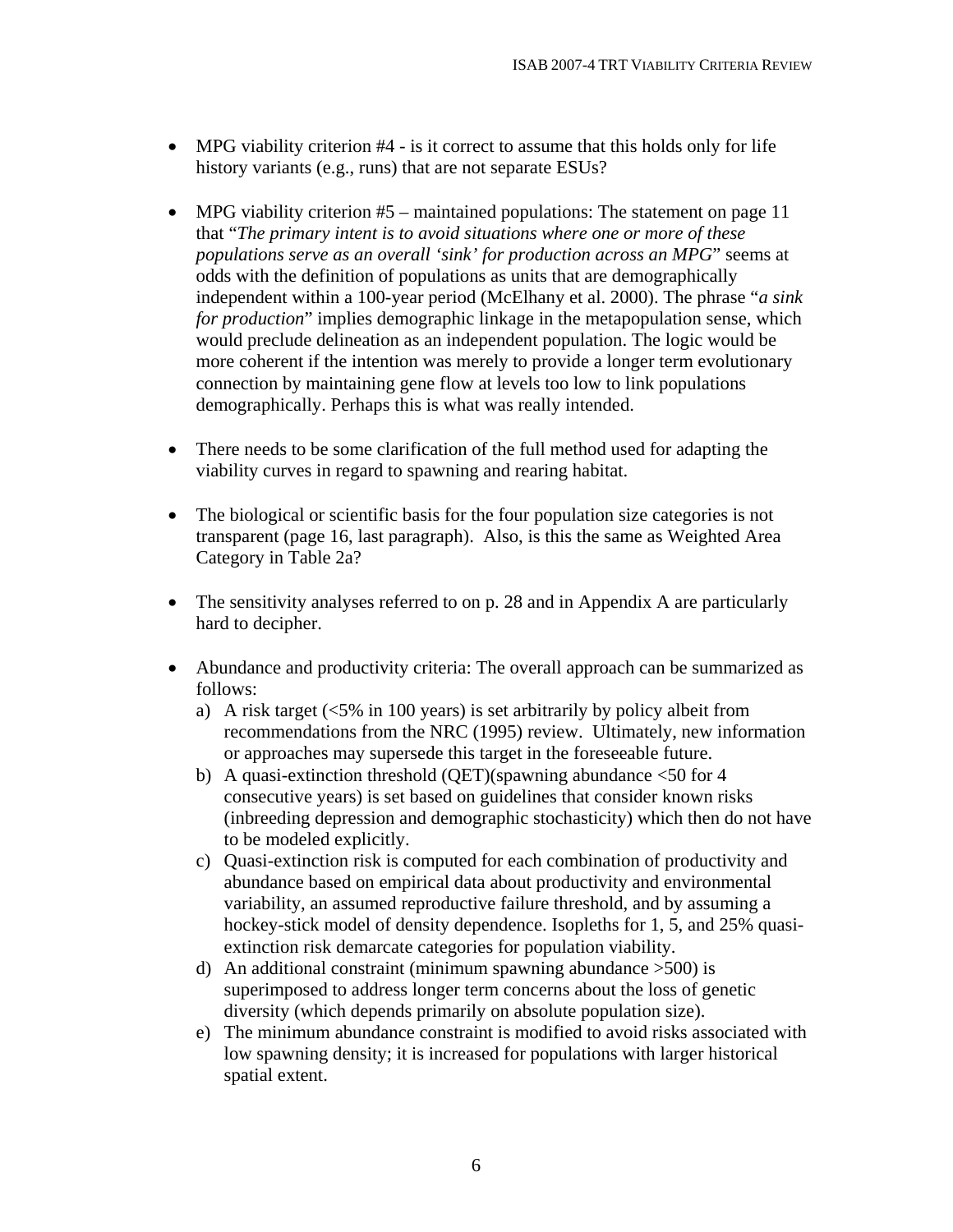- MPG viability criterion #4 - is it correct to assume that this holds only for life history variants (e.g., runs) that are not separate ESUs?

- MPG viability criterion #5 – maintained populations: The statement on page 11 that "*The primary intent is to avoid situations where one or more of these populations serve as an overall 'sink' for production across an MPG*" seems at odds with the definition of populations as units that are demographically independent within a 100-year period (McElhany et al. 2000). The phrase "*a sink for production*" implies demographic linkage in the metapopulation sense, which would preclude delineation as an independent population. The logic would be more coherent if the intention was merely to provide a longer term evolutionary connection by maintaining gene flow at levels too low to link populations demographically. Perhaps this is what was really intended.

- There needs to be some clarification of the full method used for adapting the viability curves in regard to spawning and rearing habitat.

- The biological or scientific basis for the four population size categories is not transparent (page 16, last paragraph). Also, is this the same as Weighted Area Category in Table 2a?

- The sensitivity analyses referred to on p. 28 and in Appendix A are particularly hard to decipher.

- Abundance and productivity criteria: The overall approach can be summarized as follows:
  a) A risk target (<5% in 100 years) is set arbitrarily by policy albeit from recommendations from the NRC (1995) review. Ultimately, new information or approaches may supersede this target in the foreseeable future.
  b) A quasi-extinction threshold (QET)(spawning abundance <50 for 4 consecutive years) is set based on guidelines that consider known risks (inbreeding depression and demographic stochasticity) which then do not have to be modeled explicitly.
  c) Quasi-extinction risk is computed for each combination of productivity and abundance based on empirical data about productivity and environmental variability, an assumed reproductive failure threshold, and by assuming a hockey-stick model of density dependence. Isopleths for 1, 5, and 25% quasi-extinction risk demarcate categories for population viability.
  d) An additional constraint (minimum spawning abundance >500) is superimposed to address longer term concerns about the loss of genetic diversity (which depends primarily on absolute population size).
  e) The minimum abundance constraint is modified to avoid risks associated with low spawning density; it is increased for populations with larger historical spatial extent.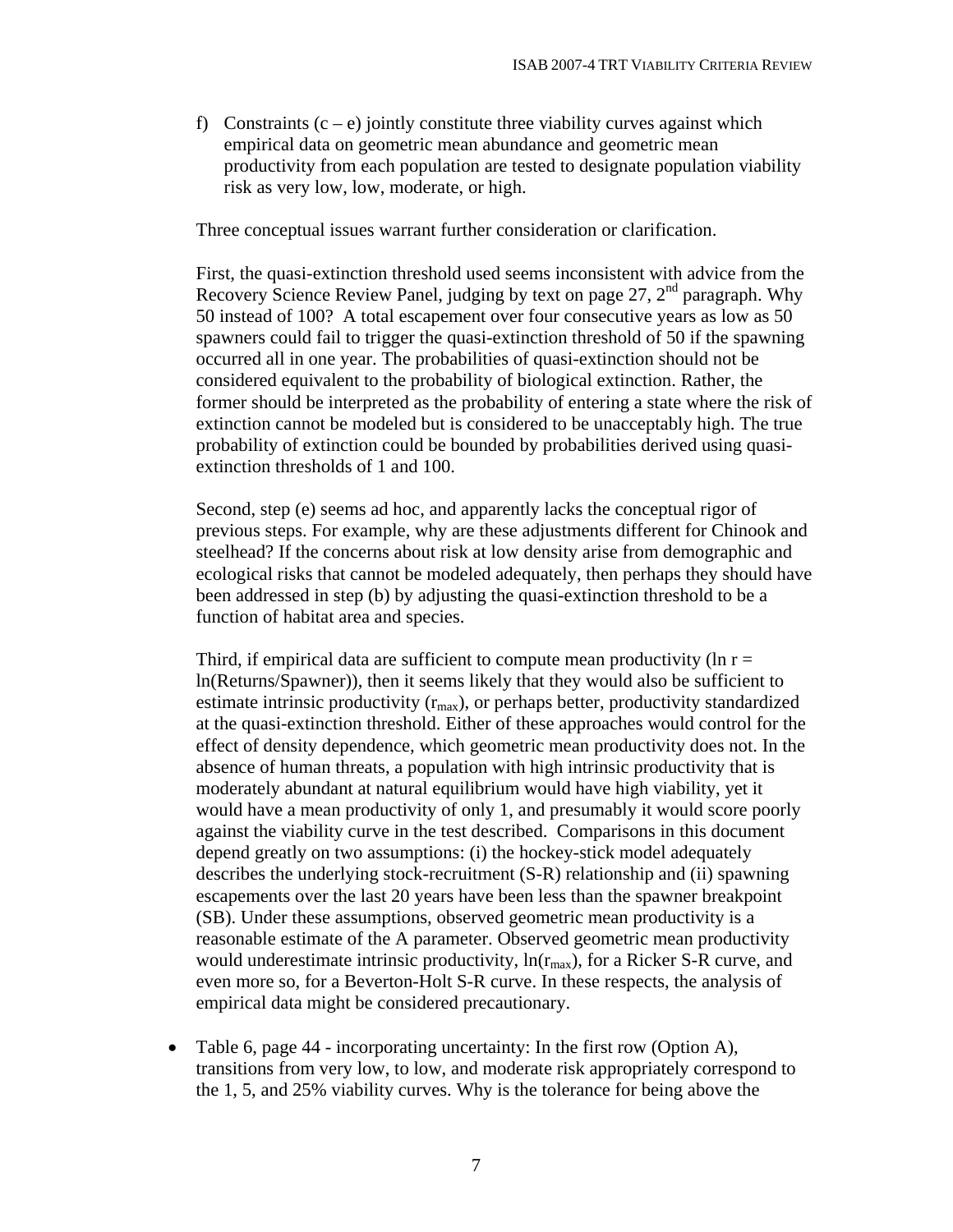f) Constraints (c – e) jointly constitute three viability curves against which empirical data on geometric mean abundance and geometric mean productivity from each population are tested to designate population viability risk as very low, low, moderate, or high.

Three conceptual issues warrant further consideration or clarification.

First, the quasi-extinction threshold used seems inconsistent with advice from the Recovery Science Review Panel, judging by text on page 27, 2nd paragraph. Why 50 instead of 100? A total escapement over four consecutive years as low as 50 spawners could fail to trigger the quasi-extinction threshold of 50 if the spawning occurred all in one year. The probabilities of quasi-extinction should not be considered equivalent to the probability of biological extinction. Rather, the former should be interpreted as the probability of entering a state where the risk of extinction cannot be modeled but is considered to be unacceptably high. The true probability of extinction could be bounded by probabilities derived using quasi-extinction thresholds of 1 and 100.

Second, step (e) seems ad hoc, and apparently lacks the conceptual rigor of previous steps. For example, why are these adjustments different for Chinook and steelhead? If the concerns about risk at low density arise from demographic and ecological risks that cannot be modeled adequately, then perhaps they should have been addressed in step (b) by adjusting the quasi-extinction threshold to be a function of habitat area and species.

Third, if empirical data are sufficient to compute mean productivity ($\ln r = \ln(\text{Returns/Spawner})$), then it seems likely that they would also be sufficient to estimate intrinsic productivity ($r_{max}$), or perhaps better, productivity standardized at the quasi-extinction threshold. Either of these approaches would control for the effect of density dependence, which geometric mean productivity does not. In the absence of human threats, a population with high intrinsic productivity that is moderately abundant at natural equilibrium would have high viability, yet it would have a mean productivity of only 1, and presumably it would score poorly against the viability curve in the test described. Comparisons in this document depend greatly on two assumptions: (i) the hockey-stick model adequately describes the underlying stock-recruitment (S-R) relationship and (ii) spawning escapements over the last 20 years have been less than the spawner breakpoint (SB). Under these assumptions, observed geometric mean productivity is a reasonable estimate of the A parameter. Observed geometric mean productivity would underestimate intrinsic productivity, $\ln(r_{max})$, for a Ricker S-R curve, and even more so, for a Beverton-Holt S-R curve. In these respects, the analysis of empirical data might be considered precautionary.

- Table 6, page 44 - incorporating uncertainty: In the first row (Option A), transitions from very low, to low, and moderate risk appropriately correspond to the 1, 5, and 25% viability curves. Why is the tolerance for being above the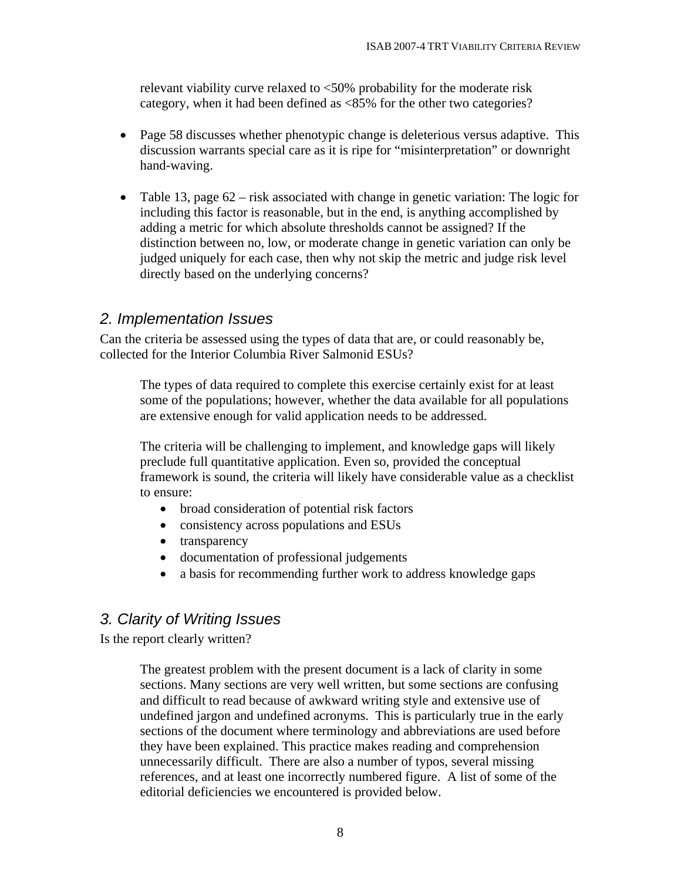relevant viability curve relaxed to <50% probability for the moderate risk category, when it had been defined as <85% for the other two categories?

- Page 58 discusses whether phenotypic change is deleterious versus adaptive. This discussion warrants special care as it is ripe for "misinterpretation" or downright hand-waving.

- Table 13, page 62 – risk associated with change in genetic variation: The logic for including this factor is reasonable, but in the end, is anything accomplished by adding a metric for which absolute thresholds cannot be assigned? If the distinction between no, low, or moderate change in genetic variation can only be judged uniquely for each case, then why not skip the metric and judge risk level directly based on the underlying concerns?

## 2. Implementation Issues

Can the criteria be assessed using the types of data that are, or could reasonably be, collected for the Interior Columbia River Salmonid ESUs?

> The types of data required to complete this exercise certainly exist for at least some of the populations; however, whether the data available for all populations are extensive enough for valid application needs to be addressed.
>
> The criteria will be challenging to implement, and knowledge gaps will likely preclude full quantitative application. Even so, provided the conceptual framework is sound, the criteria will likely have considerable value as a checklist to ensure:
>
> - broad consideration of potential risk factors
> - consistency across populations and ESUs
> - transparency
> - documentation of professional judgements
> - a basis for recommending further work to address knowledge gaps

## 3. Clarity of Writing Issues

Is the report clearly written?

> The greatest problem with the present document is a lack of clarity in some sections. Many sections are very well written, but some sections are confusing and difficult to read because of awkward writing style and extensive use of undefined jargon and undefined acronyms. This is particularly true in the early sections of the document where terminology and abbreviations are used before they have been explained. This practice makes reading and comprehension unnecessarily difficult. There are also a number of typos, several missing references, and at least one incorrectly numbered figure. A list of some of the editorial deficiencies we encountered is provided below.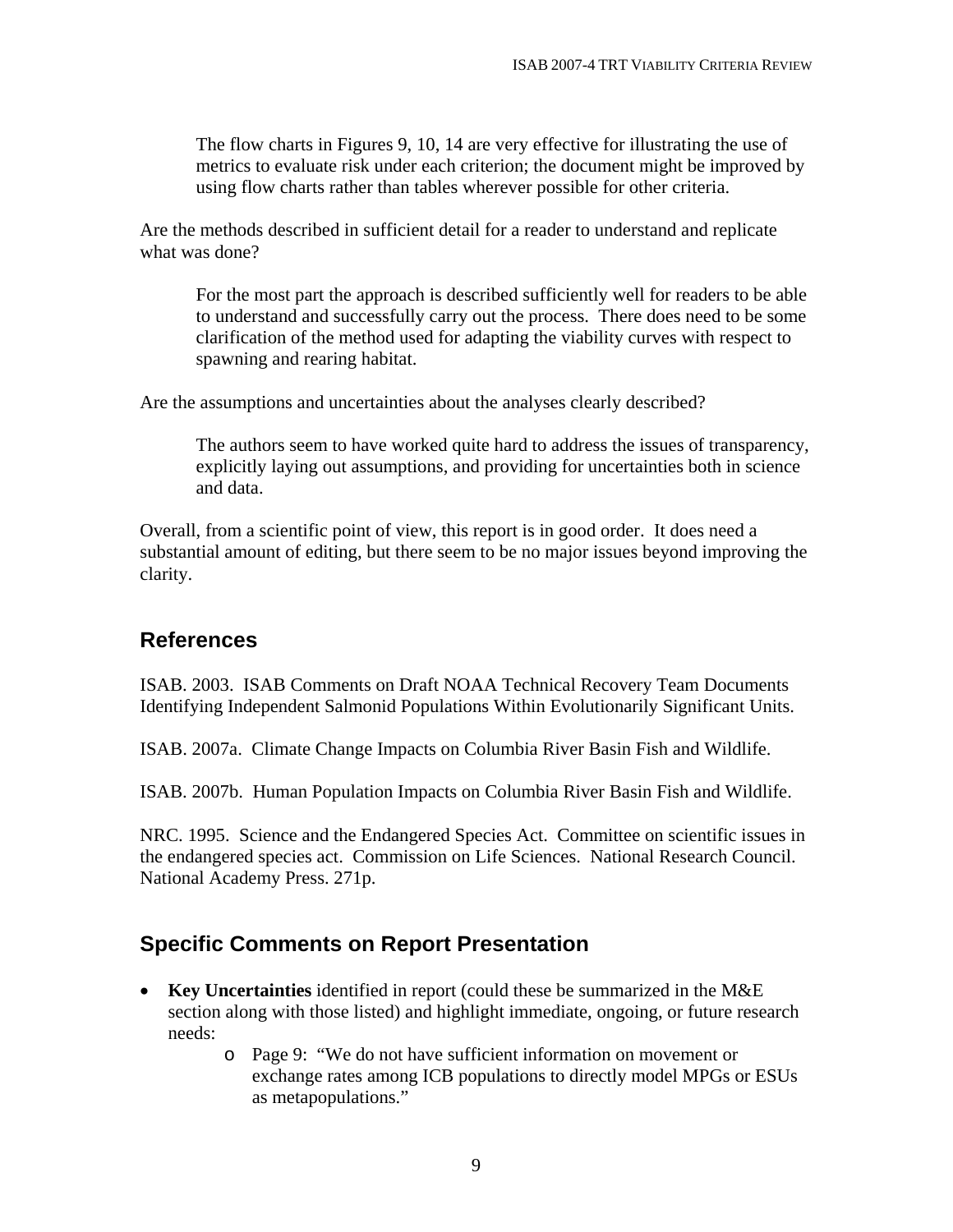> The flow charts in Figures 9, 10, 14 are very effective for illustrating the use of metrics to evaluate risk under each criterion; the document might be improved by using flow charts rather than tables wherever possible for other criteria.

Are the methods described in sufficient detail for a reader to understand and replicate what was done?

> For the most part the approach is described sufficiently well for readers to be able to understand and successfully carry out the process. There does need to be some clarification of the method used for adapting the viability curves with respect to spawning and rearing habitat.

Are the assumptions and uncertainties about the analyses clearly described?

> The authors seem to have worked quite hard to address the issues of transparency, explicitly laying out assumptions, and providing for uncertainties both in science and data.

Overall, from a scientific point of view, this report is in good order. It does need a substantial amount of editing, but there seem to be no major issues beyond improving the clarity.

## References

ISAB. 2003. ISAB Comments on Draft NOAA Technical Recovery Team Documents Identifying Independent Salmonid Populations Within Evolutionarily Significant Units.

ISAB. 2007a. Climate Change Impacts on Columbia River Basin Fish and Wildlife.

ISAB. 2007b. Human Population Impacts on Columbia River Basin Fish and Wildlife.

NRC. 1995. Science and the Endangered Species Act. Committee on scientific issues in the endangered species act. Commission on Life Sciences. National Research Council. National Academy Press. 271p.

## Specific Comments on Report Presentation

- **Key Uncertainties** identified in report (could these be summarized in the M&E section along with those listed) and highlight immediate, ongoing, or future research needs:
    - Page 9: "We do not have sufficient information on movement or exchange rates among ICB populations to directly model MPGs or ESUs as metapopulations."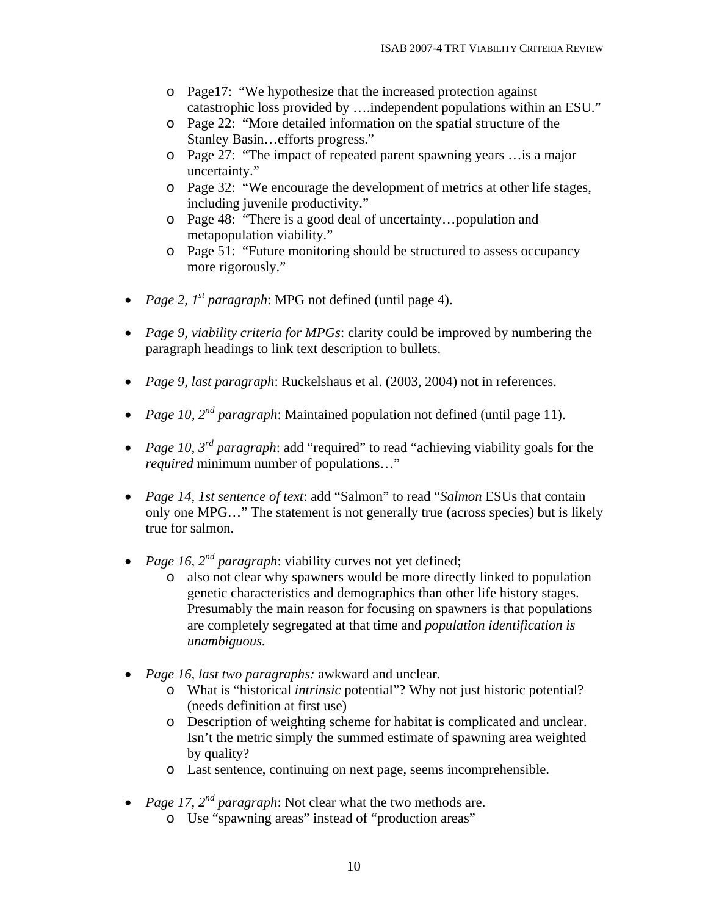- Page17: "We hypothesize that the increased protection against catastrophic loss provided by ….independent populations within an ESU."
  - Page 22: "More detailed information on the spatial structure of the Stanley Basin…efforts progress."
  - Page 27: "The impact of repeated parent spawning years …is a major uncertainty."
  - Page 32: "We encourage the development of metrics at other life stages, including juvenile productivity."
  - Page 48: "There is a good deal of uncertainty…population and metapopulation viability."
  - Page 51: "Future monitoring should be structured to assess occupancy more rigorously."

- *Page 2, 1st paragraph*: MPG not defined (until page 4).

- *Page 9, viability criteria for MPGs*: clarity could be improved by numbering the paragraph headings to link text description to bullets.

- *Page 9, last paragraph*: Ruckelshaus et al. (2003, 2004) not in references.

- *Page 10, 2nd paragraph*: Maintained population not defined (until page 11).

- *Page 10, 3rd paragraph*: add "required" to read "achieving viability goals for the *required* minimum number of populations…"

- *Page 14, 1st sentence of text*: add "Salmon" to read "*Salmon* ESUs that contain only one MPG…" The statement is not generally true (across species) but is likely true for salmon.

- *Page 16, 2nd paragraph*: viability curves not yet defined;
  - also not clear why spawners would be more directly linked to population genetic characteristics and demographics than other life history stages. Presumably the main reason for focusing on spawners is that populations are completely segregated at that time and *population identification is unambiguous.*

- *Page 16, last two paragraphs:* awkward and unclear.
  - What is "historical *intrinsic* potential"? Why not just historic potential? (needs definition at first use)
  - Description of weighting scheme for habitat is complicated and unclear. Isn't the metric simply the summed estimate of spawning area weighted by quality?
  - Last sentence, continuing on next page, seems incomprehensible.

- *Page 17, 2nd paragraph*: Not clear what the two methods are.
  - Use "spawning areas" instead of "production areas"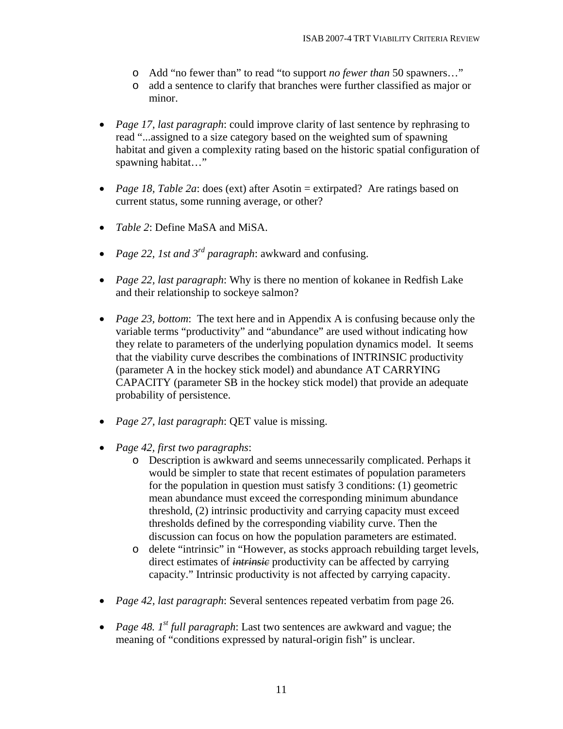- Add "no fewer than" to read "to support *no fewer than* 50 spawners…"
- add a sentence to clarify that branches were further classified as major or minor.

- *Page 17, last paragraph*: could improve clarity of last sentence by rephrasing to read "...assigned to a size category based on the weighted sum of spawning habitat and given a complexity rating based on the historic spatial configuration of spawning habitat…"

- *Page 18, Table 2a*: does (ext) after Asotin = extirpated? Are ratings based on current status, some running average, or other?

- *Table 2*: Define MaSA and MiSA.

- *Page 22, 1st and 3rd paragraph*: awkward and confusing.

- *Page 22, last paragraph*: Why is there no mention of kokanee in Redfish Lake and their relationship to sockeye salmon?

- *Page 23, bottom*: The text here and in Appendix A is confusing because only the variable terms "productivity" and "abundance" are used without indicating how they relate to parameters of the underlying population dynamics model. It seems that the viability curve describes the combinations of INTRINSIC productivity (parameter A in the hockey stick model) and abundance AT CARRYING CAPACITY (parameter SB in the hockey stick model) that provide an adequate probability of persistence.

- *Page 27, last paragraph*: QET value is missing.

- *Page 42, first two paragraphs*:
  - Description is awkward and seems unnecessarily complicated. Perhaps it would be simpler to state that recent estimates of population parameters for the population in question must satisfy 3 conditions: (1) geometric mean abundance must exceed the corresponding minimum abundance threshold, (2) intrinsic productivity and carrying capacity must exceed thresholds defined by the corresponding viability curve. Then the discussion can focus on how the population parameters are estimated.
  - delete "intrinsic" in "However, as stocks approach rebuilding target levels, direct estimates of ~~*intrinsic*~~ productivity can be affected by carrying capacity." Intrinsic productivity is not affected by carrying capacity.

- *Page 42, last paragraph*: Several sentences repeated verbatim from page 26.

- *Page 48. 1st full paragraph*: Last two sentences are awkward and vague; the meaning of "conditions expressed by natural-origin fish" is unclear.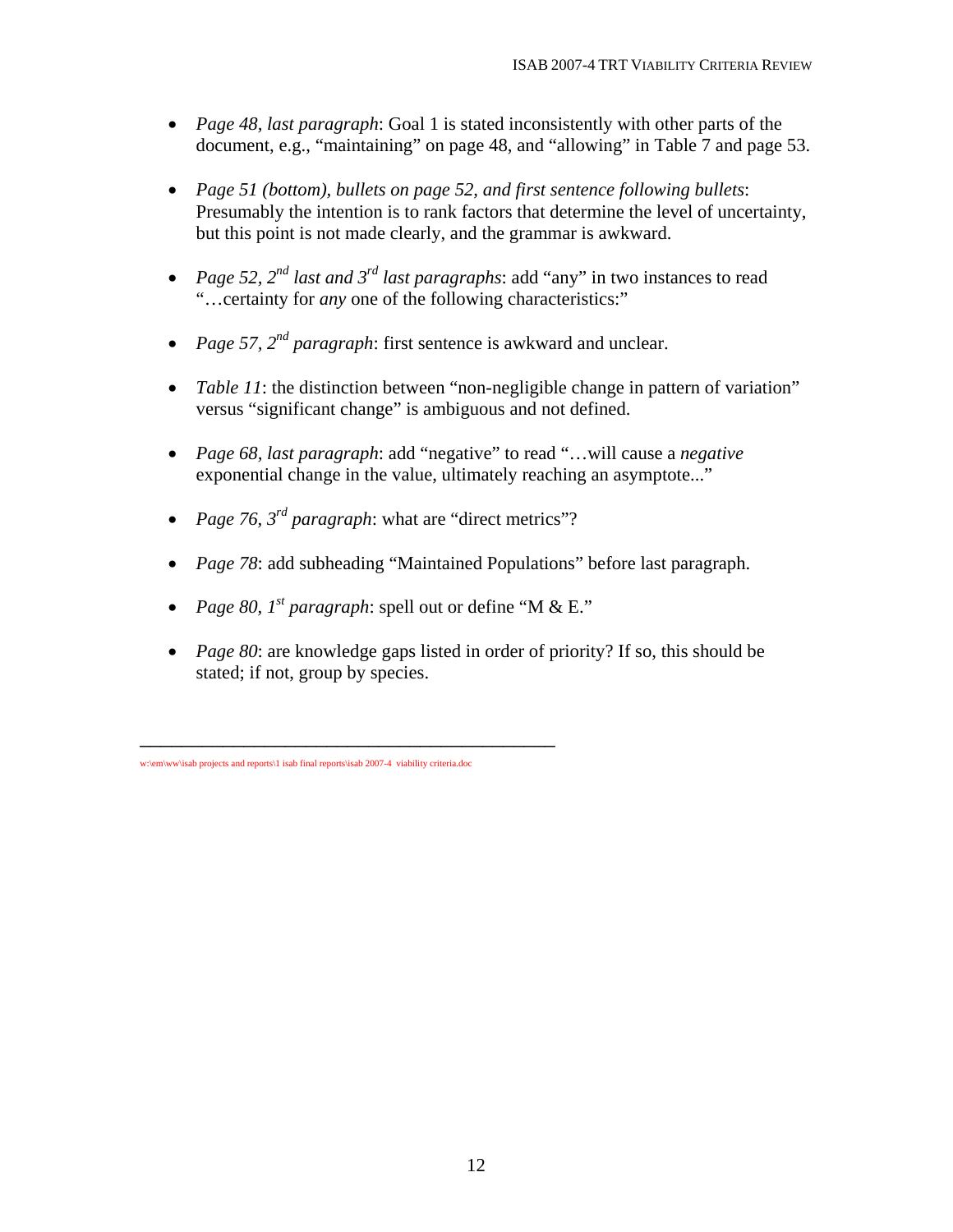- *Page 48, last paragraph*: Goal 1 is stated inconsistently with other parts of the document, e.g., "maintaining" on page 48, and "allowing" in Table 7 and page 53.

- *Page 51 (bottom), bullets on page 52, and first sentence following bullets*: Presumably the intention is to rank factors that determine the level of uncertainty, but this point is not made clearly, and the grammar is awkward.

- *Page 52, 2nd last and 3rd last paragraphs*: add "any" in two instances to read "…certainty for *any* one of the following characteristics:"

- *Page 57, 2nd paragraph*: first sentence is awkward and unclear.

- *Table 11*: the distinction between "non-negligible change in pattern of variation" versus "significant change" is ambiguous and not defined.

- *Page 68, last paragraph*: add "negative" to read "…will cause a *negative* exponential change in the value, ultimately reaching an asymptote..."

- *Page 76, 3rd paragraph*: what are "direct metrics"?

- *Page 78*: add subheading "Maintained Populations" before last paragraph.

- *Page 80, 1st paragraph*: spell out or define "M & E."

- *Page 80*: are knowledge gaps listed in order of priority? If so, this should be stated; if not, group by species.

---

w:\em\ww\isab projects and reports\1 isab final reports\isab 2007-4 viability criteria.doc